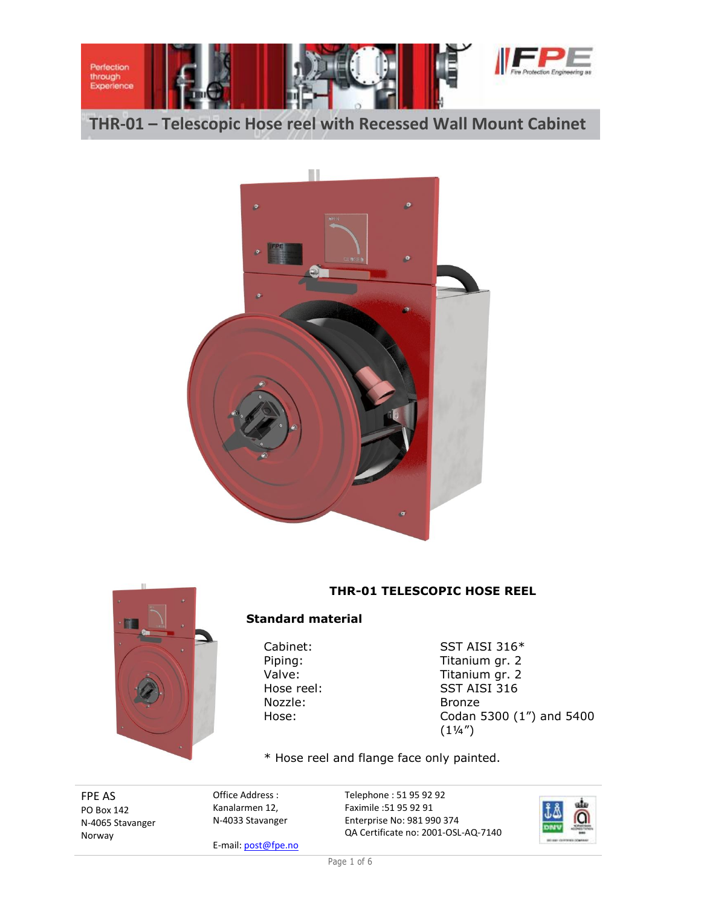# THR-01 – Telescopic Hose reel with Recessed Wall Mount Cabinet

## THR-01 TELESCOPIC HOSE REEL

### Standard material

| | |
|---|---|
| Cabinet: | SST AISI 316* |
| Piping: | Titanium gr. 2 |
| Valve: | Titanium gr. 2 |
| Hose reel: | SST AISI 316 |
| Nozzle: | Bronze |
| Hose: | Codan 5300 (1”) and 5400 (1¼”) |

* Hose reel and flange face only painted.

FPE AS
PO Box 142
N-4065 Stavanger
Norway

Office Address :
Kanalarmen 12,
N-4033 Stavanger

E-mail: post@fpe.no

Telephone : 51 95 92 92
Faximile :51 95 92 91
Enterprise No: 981 990 374
QA Certificate no: 2001-OSL-AQ-7140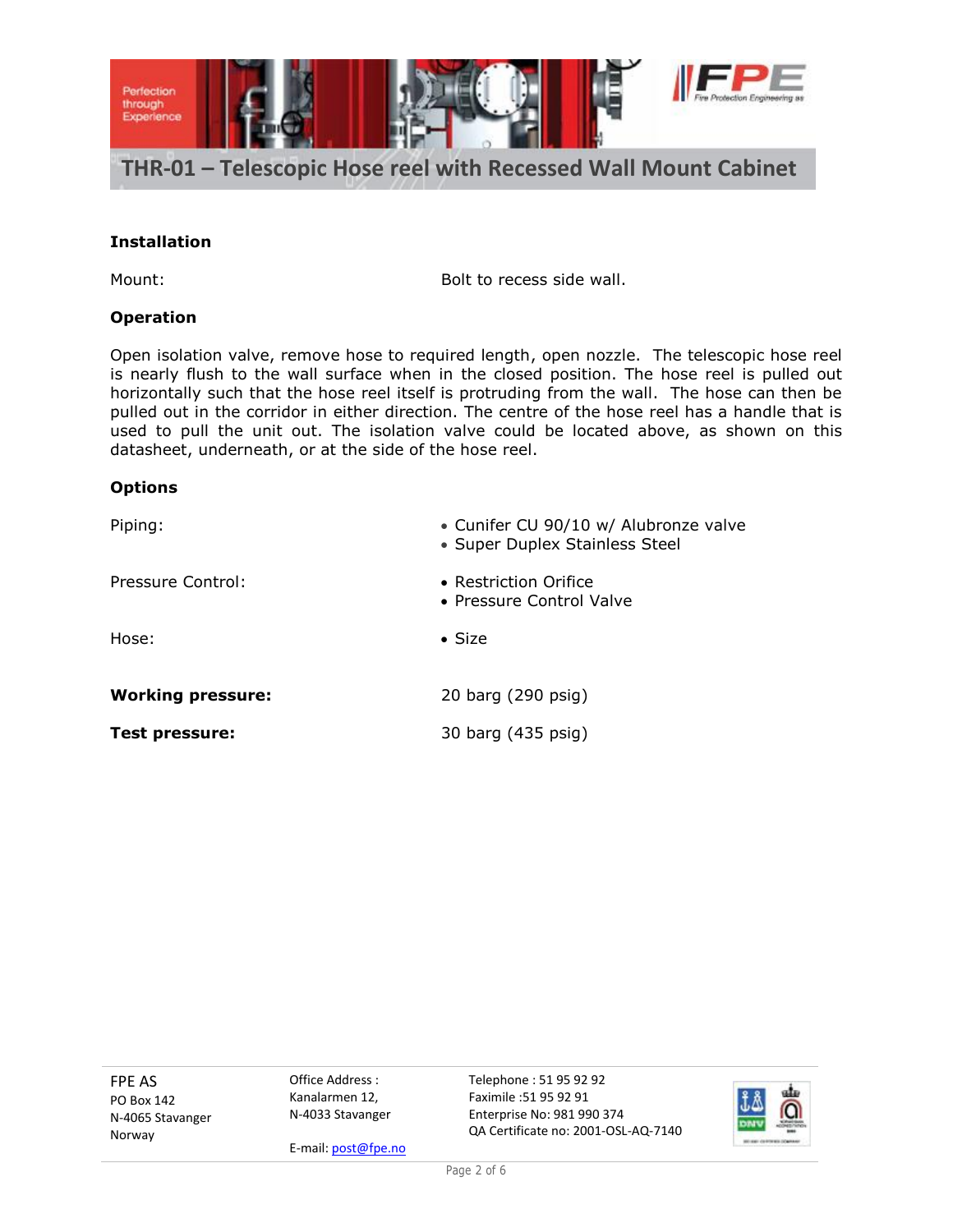# THR-01 – Telescopic Hose reel with Recessed Wall Mount Cabinet

**Installation**

| | |
|---|---|
| Mount: | Bolt to recess side wall. |

**Operation**

Open isolation valve, remove hose to required length, open nozzle. The telescopic hose reel is nearly flush to the wall surface when in the closed position. The hose reel is pulled out horizontally such that the hose reel itself is protruding from the wall. The hose can then be pulled out in the corridor in either direction. The centre of the hose reel has a handle that is used to pull the unit out. The isolation valve could be located above, as shown on this datasheet, underneath, or at the side of the hose reel.

**Options**

| | |
|---|---|
| Piping: | • Cunifer CU 90/10 w/ Alubronze valve<br>• Super Duplex Stainless Steel |
| Pressure Control: | • Restriction Orifice<br>• Pressure Control Valve |
| Hose: | • Size |
| **Working pressure:** | 20 barg (290 psig) |
| **Test pressure:** | 30 barg (435 psig) |

FPE AS
PO Box 142
N-4065 Stavanger
Norway

Office Address :
Kanalarmen 12,
N-4033 Stavanger

E-mail: post@fpe.no

Telephone : 51 95 92 92
Faximile :51 95 92 91
Enterprise No: 981 990 374
QA Certificate no: 2001-OSL-AQ-7140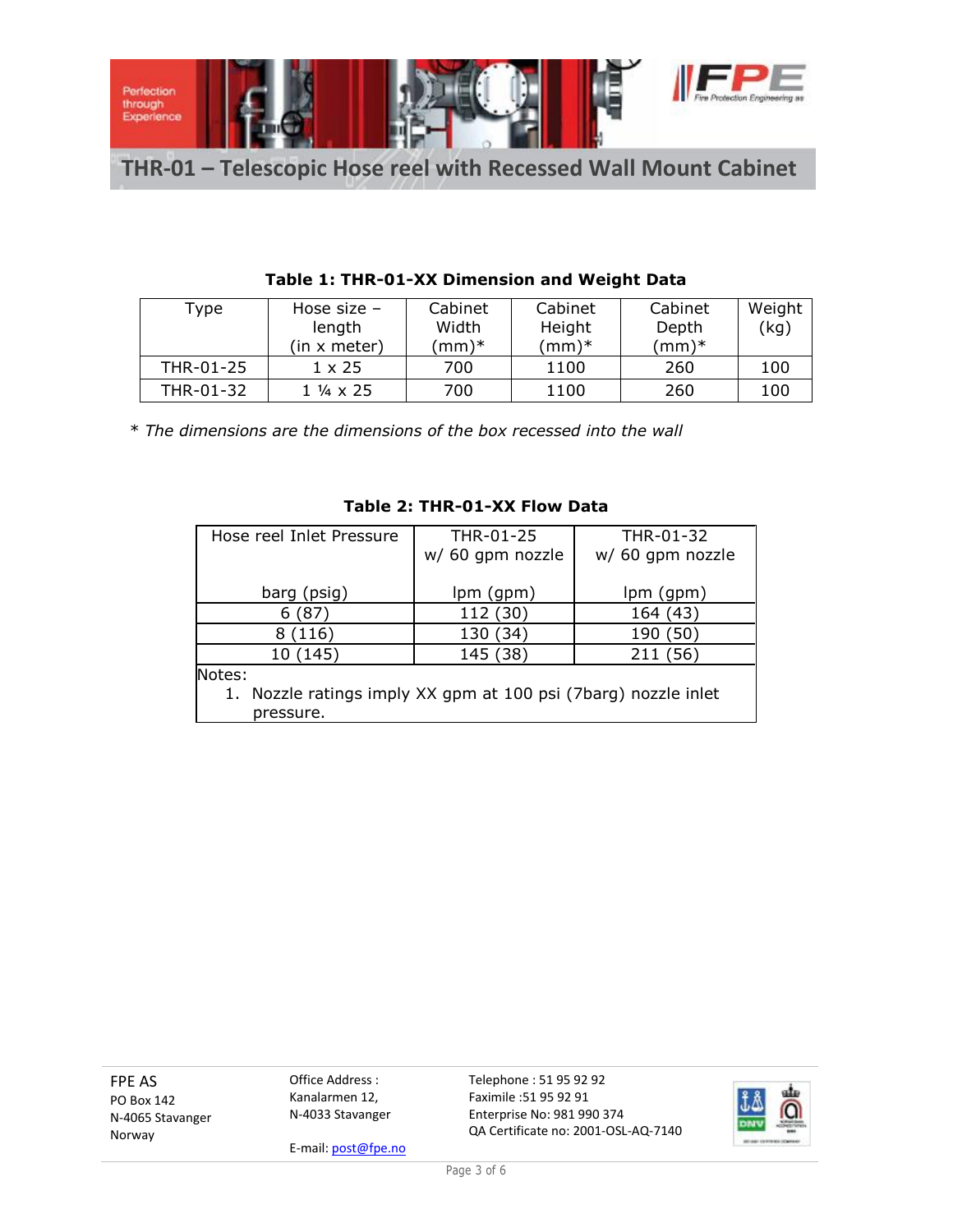# THR-01 – Telescopic Hose reel with Recessed Wall Mount Cabinet

**Table 1: THR-01-XX Dimension and Weight Data**

| Type | Hose size – length (in x meter) | Cabinet Width (mm)* | Cabinet Height (mm)* | Cabinet Depth (mm)* | Weight (kg) |
|---|---|---|---|---|---|
| THR-01-25 | 1 x 25 | 700 | 1100 | 260 | 100 |
| THR-01-32 | 1 ¼ x 25 | 700 | 1100 | 260 | 100 |

*\* The dimensions are the dimensions of the box recessed into the wall*

**Table 2: THR-01-XX Flow Data**

| Hose reel Inlet Pressure barg (psig) | THR-01-25 w/ 60 gpm nozzle lpm (gpm) | THR-01-32 w/ 60 gpm nozzle lpm (gpm) |
|---|---|---|
| 6 (87) | 112 (30) | 164 (43) |
| 8 (116) | 130 (34) | 190 (50) |
| 10 (145) | 145 (38) | 211 (56) |

Notes:

1. Nozzle ratings imply XX gpm at 100 psi (7barg) nozzle inlet pressure.

FPE AS
PO Box 142
N-4065 Stavanger
Norway

Office Address :
Kanalarmen 12,
N-4033 Stavanger

E-mail: post@fpe.no

Telephone : 51 95 92 92
Faximile :51 95 92 91
Enterprise No: 981 990 374
QA Certificate no: 2001-OSL-AQ-7140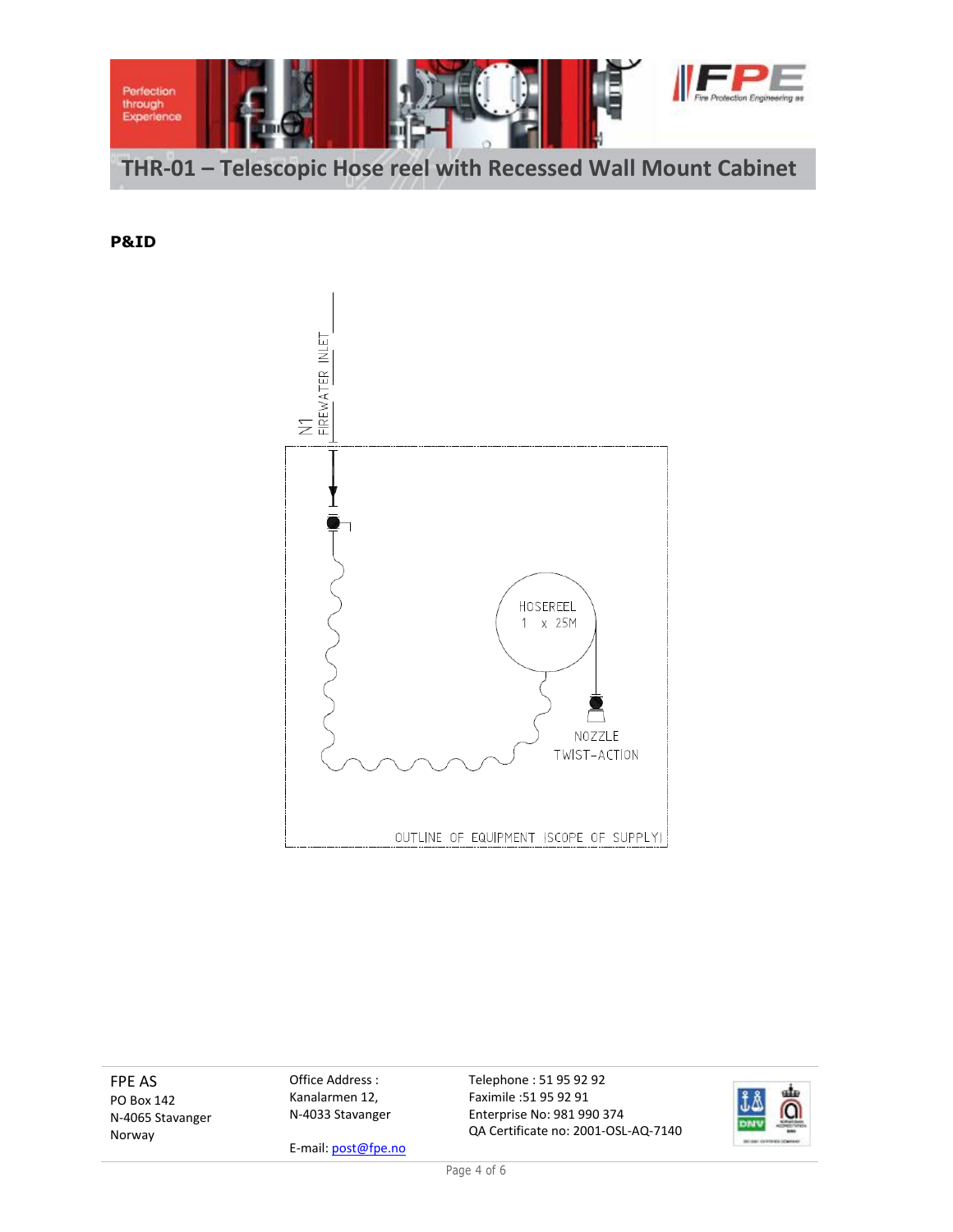# THR-01 – Telescopic Hose reel with Recessed Wall Mount Cabinet

**P&ID**

N1
FIREWATER INLET

HOSEREEL
1 x 25M

NOZZLE
TWIST-ACTION

OUTLINE OF EQUIPMENT (SCOPE OF SUPPLY)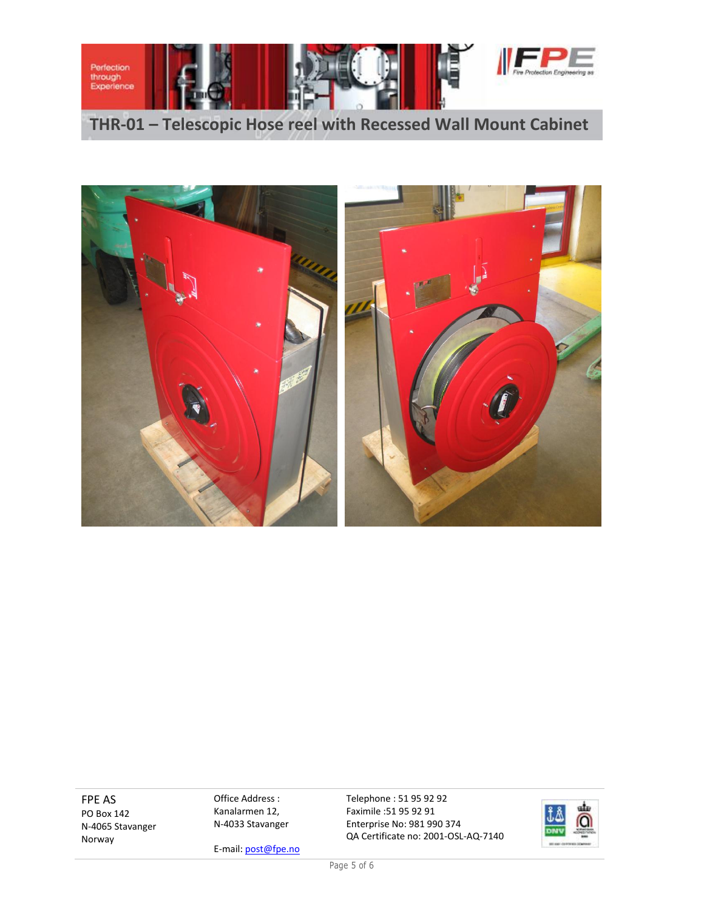# THR-01 – Telescopic Hose reel with Recessed Wall Mount Cabinet

FPE AS
PO Box 142
N-4065 Stavanger
Norway

Office Address :
Kanalarmen 12,
N-4033 Stavanger

E-mail: post@fpe.no

Telephone : 51 95 92 92
Faximile :51 95 92 91
Enterprise No: 981 990 374
QA Certificate no: 2001-OSL-AQ-7140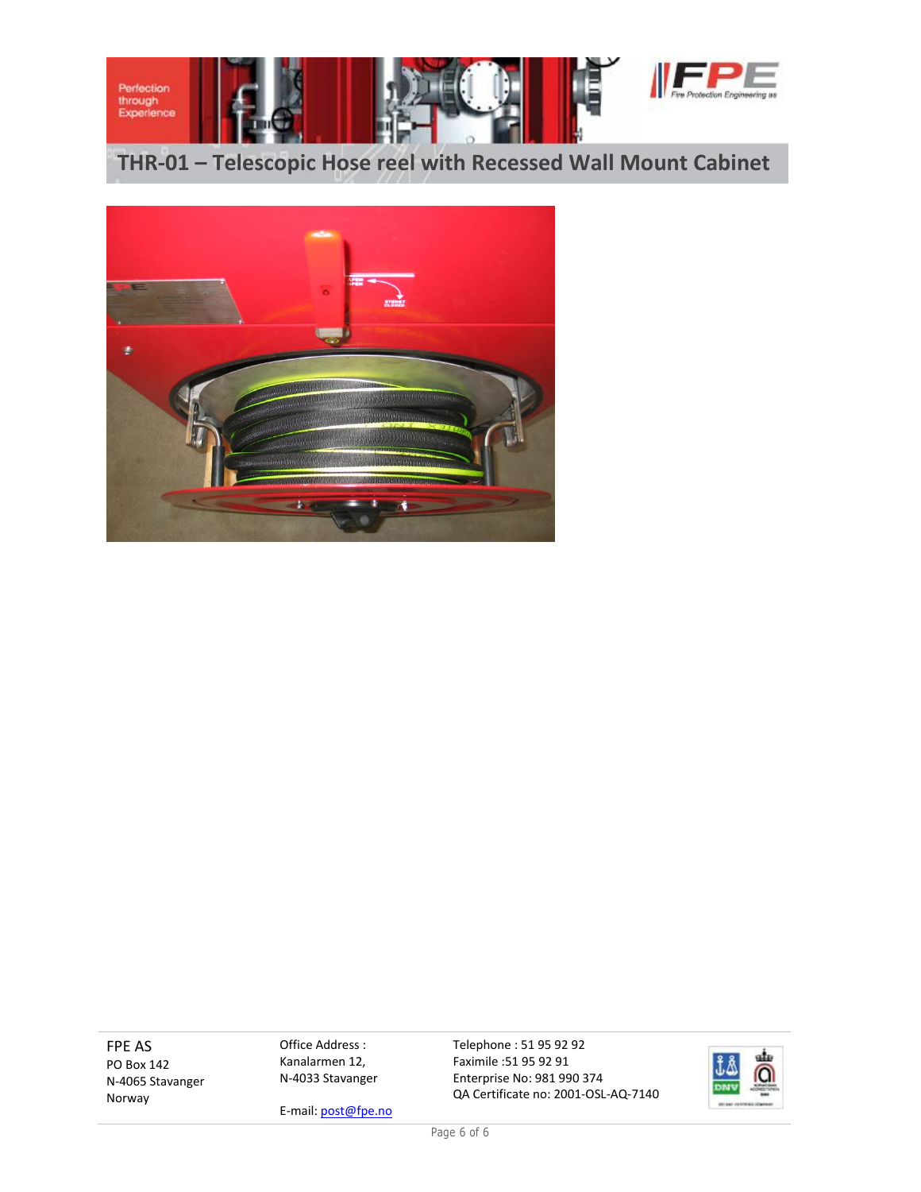# THR-01 – Telescopic Hose reel with Recessed Wall Mount Cabinet